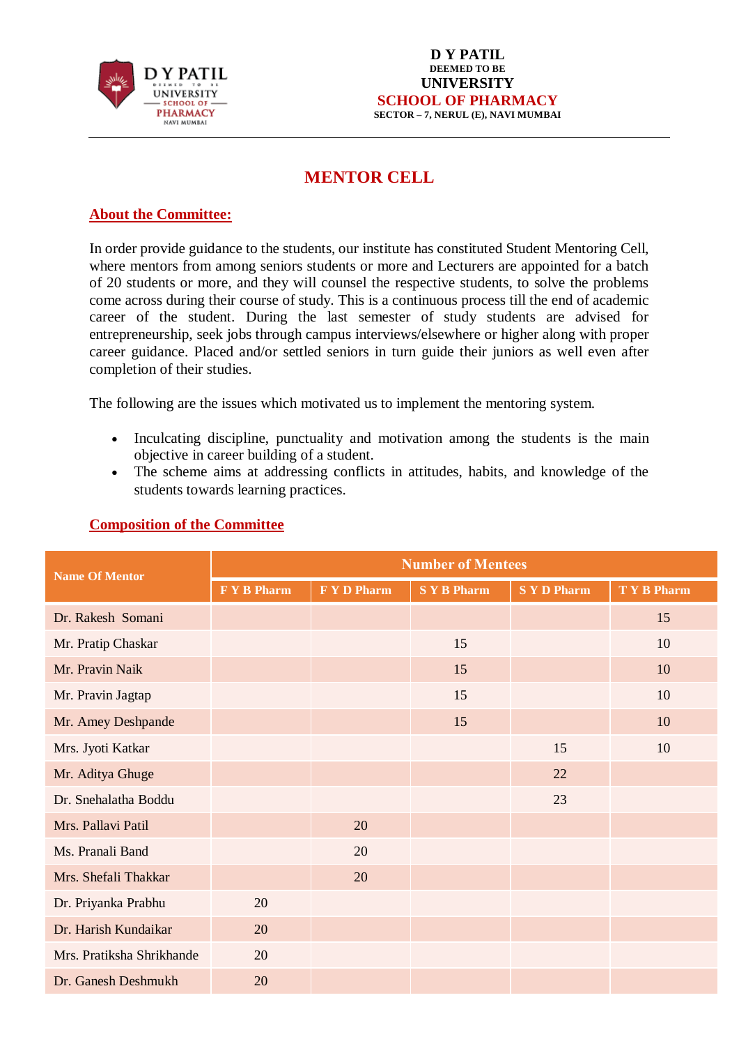D Y PATIL
DEEMED TO BE
UNIVERSITY
SCHOOL OF PHARMACY
SECTOR – 7, NERUL (E), NAVI MUMBAI

# MENTOR CELL

## About the Committee:

In order provide guidance to the students, our institute has constituted Student Mentoring Cell, where mentors from among seniors students or more and Lecturers are appointed for a batch of 20 students or more, and they will counsel the respective students, to solve the problems come across during their course of study. This is a continuous process till the end of academic career of the student. During the last semester of study students are advised for entrepreneurship, seek jobs through campus interviews/elsewhere or higher along with proper career guidance. Placed and/or settled seniors in turn guide their juniors as well even after completion of their studies.

The following are the issues which motivated us to implement the mentoring system.

- Inculcating discipline, punctuality and motivation among the students is the main objective in career building of a student.
- The scheme aims at addressing conflicts in attitudes, habits, and knowledge of the students towards learning practices.

## Composition of the Committee

| Name Of Mentor | Number of Mentees | | | | |
|---|---|---|---|---|---|
| | F Y B Pharm | F Y D Pharm | S Y B Pharm | S Y D Pharm | T Y B Pharm |
| Dr. Rakesh Somani | | | | | 15 |
| Mr. Pratip Chaskar | | | 15 | | 10 |
| Mr. Pravin Naik | | | 15 | | 10 |
| Mr. Pravin Jagtap | | | 15 | | 10 |
| Mr. Amey Deshpande | | | 15 | | 10 |
| Mrs. Jyoti Katkar | | | | 15 | 10 |
| Mr. Aditya Ghuge | | | | 22 | |
| Dr. Snehalatha Boddu | | | | 23 | |
| Mrs. Pallavi Patil | | 20 | | | |
| Ms. Pranali Band | | 20 | | | |
| Mrs. Shefali Thakkar | | 20 | | | |
| Dr. Priyanka Prabhu | 20 | | | | |
| Dr. Harish Kundaikar | 20 | | | | |
| Mrs. Pratiksha Shrikhande | 20 | | | | |
| Dr. Ganesh Deshmukh | 20 | | | | |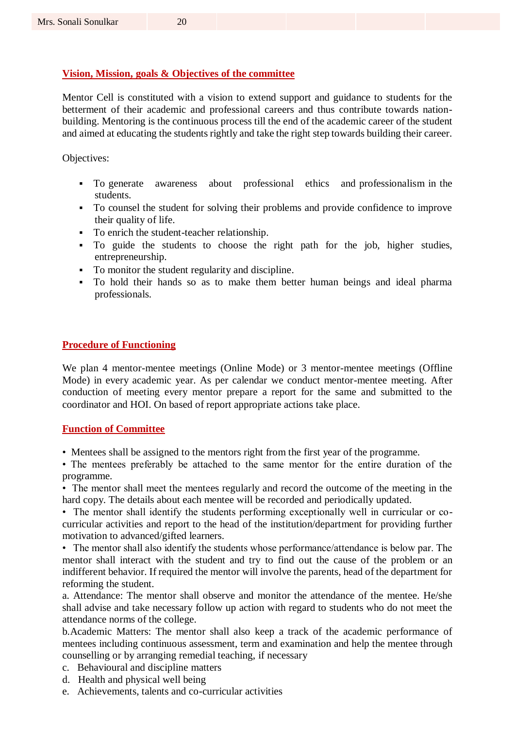| Mrs. Sonali Sonulkar | 20 | | | | |
|---|---|---|---|---|---|

## Vision, Mission, goals & Objectives of the committee

Mentor Cell is constituted with a vision to extend support and guidance to students for the betterment of their academic and professional careers and thus contribute towards nation-building. Mentoring is the continuous process till the end of the academic career of the student and aimed at educating the students rightly and take the right step towards building their career.

Objectives:

- To generate awareness about professional ethics and professionalism in the students.
- To counsel the student for solving their problems and provide confidence to improve their quality of life.
- To enrich the student-teacher relationship.
- To guide the students to choose the right path for the job, higher studies, entrepreneurship.
- To monitor the student regularity and discipline.
- To hold their hands so as to make them better human beings and ideal pharma professionals.

## Procedure of Functioning

We plan 4 mentor-mentee meetings (Online Mode) or 3 mentor-mentee meetings (Offline Mode) in every academic year. As per calendar we conduct mentor-mentee meeting. After conduction of meeting every mentor prepare a report for the same and submitted to the coordinator and HOI. On based of report appropriate actions take place.

## Function of Committee

- Mentees shall be assigned to the mentors right from the first year of the programme.
- The mentees preferably be attached to the same mentor for the entire duration of the programme.
- The mentor shall meet the mentees regularly and record the outcome of the meeting in the hard copy. The details about each mentee will be recorded and periodically updated.
- The mentor shall identify the students performing exceptionally well in curricular or co-curricular activities and report to the head of the institution/department for providing further motivation to advanced/gifted learners.
- The mentor shall also identify the students whose performance/attendance is below par. The mentor shall interact with the student and try to find out the cause of the problem or an indifferent behavior. If required the mentor will involve the parents, head of the department for reforming the student.

a. Attendance: The mentor shall observe and monitor the attendance of the mentee. He/she shall advise and take necessary follow up action with regard to students who do not meet the attendance norms of the college.

b. Academic Matters: The mentor shall also keep a track of the academic performance of mentees including continuous assessment, term and examination and help the mentee through counselling or by arranging remedial teaching, if necessary

c. Behavioural and discipline matters

d. Health and physical well being

e. Achievements, talents and co-curricular activities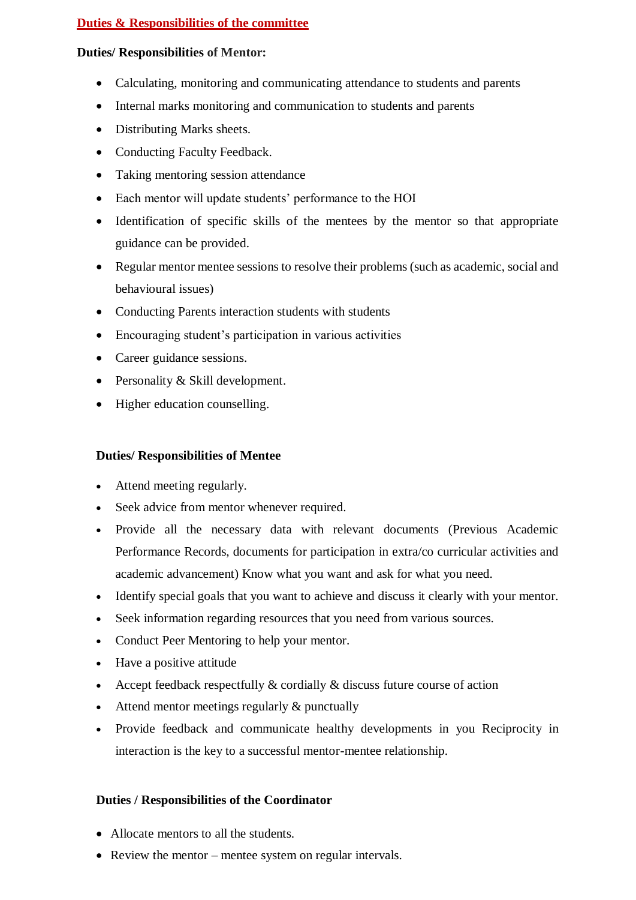## Duties & Responsibilities of the committee

**Duties/ Responsibilities of Mentor:**

- Calculating, monitoring and communicating attendance to students and parents
- Internal marks monitoring and communication to students and parents
- Distributing Marks sheets.
- Conducting Faculty Feedback.
- Taking mentoring session attendance
- Each mentor will update students' performance to the HOI
- Identification of specific skills of the mentees by the mentor so that appropriate guidance can be provided.
- Regular mentor mentee sessions to resolve their problems (such as academic, social and behavioural issues)
- Conducting Parents interaction students with students
- Encouraging student's participation in various activities
- Career guidance sessions.
- Personality & Skill development.
- Higher education counselling.

**Duties/ Responsibilities of Mentee**

- Attend meeting regularly.
- Seek advice from mentor whenever required.
- Provide all the necessary data with relevant documents (Previous Academic Performance Records, documents for participation in extra/co curricular activities and academic advancement) Know what you want and ask for what you need.
- Identify special goals that you want to achieve and discuss it clearly with your mentor.
- Seek information regarding resources that you need from various sources.
- Conduct Peer Mentoring to help your mentor.
- Have a positive attitude
- Accept feedback respectfully & cordially & discuss future course of action
- Attend mentor meetings regularly & punctually
- Provide feedback and communicate healthy developments in you Reciprocity in interaction is the key to a successful mentor-mentee relationship.

**Duties / Responsibilities of the Coordinator**

- Allocate mentors to all the students.
- Review the mentor – mentee system on regular intervals.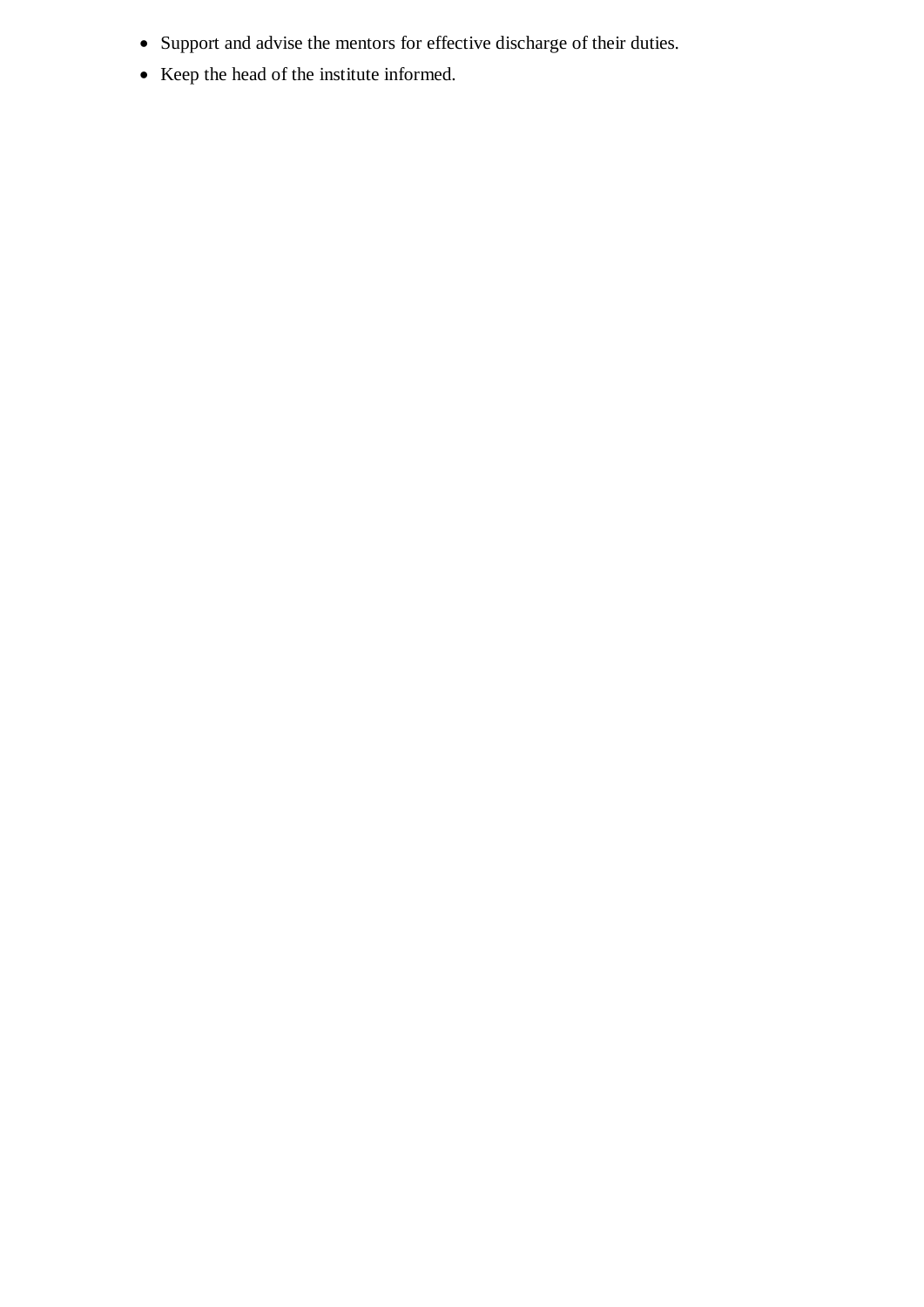- Support and advise the mentors for effective discharge of their duties.
- Keep the head of the institute informed.